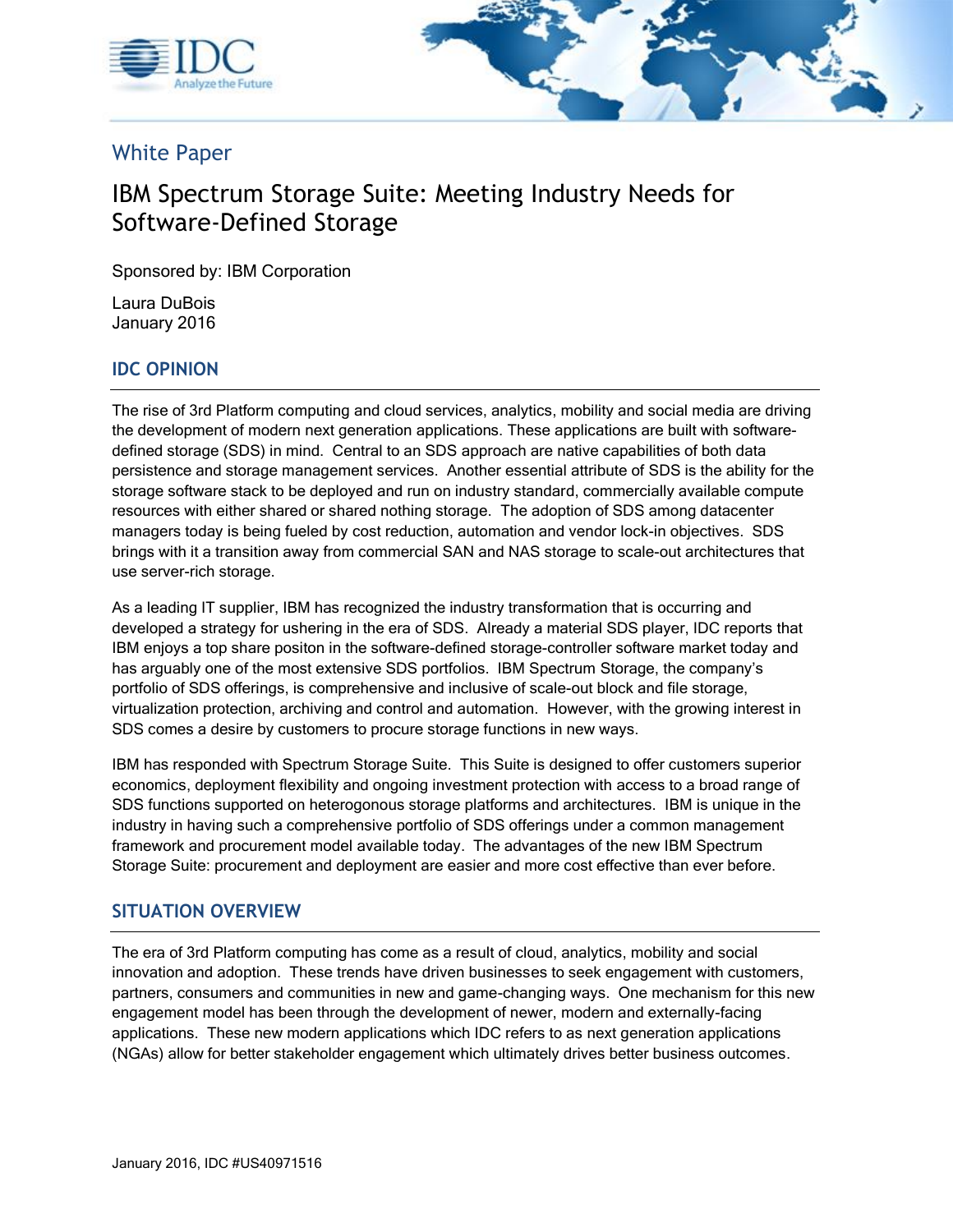White Paper

# IBM Spectrum Storage Suite: Meeting Industry Needs for Software-Defined Storage

Sponsored by: IBM Corporation

Laura DuBois
January 2016

## IDC OPINION

The rise of 3rd Platform computing and cloud services, analytics, mobility and social media are driving the development of modern next generation applications. These applications are built with software-defined storage (SDS) in mind. Central to an SDS approach are native capabilities of both data persistence and storage management services. Another essential attribute of SDS is the ability for the storage software stack to be deployed and run on industry standard, commercially available compute resources with either shared or shared nothing storage. The adoption of SDS among datacenter managers today is being fueled by cost reduction, automation and vendor lock-in objectives. SDS brings with it a transition away from commercial SAN and NAS storage to scale-out architectures that use server-rich storage.

As a leading IT supplier, IBM has recognized the industry transformation that is occurring and developed a strategy for ushering in the era of SDS. Already a material SDS player, IDC reports that IBM enjoys a top share positon in the software-defined storage-controller software market today and has arguably one of the most extensive SDS portfolios. IBM Spectrum Storage, the company's portfolio of SDS offerings, is comprehensive and inclusive of scale-out block and file storage, virtualization protection, archiving and control and automation. However, with the growing interest in SDS comes a desire by customers to procure storage functions in new ways.

IBM has responded with Spectrum Storage Suite. This Suite is designed to offer customers superior economics, deployment flexibility and ongoing investment protection with access to a broad range of SDS functions supported on heterogonous storage platforms and architectures. IBM is unique in the industry in having such a comprehensive portfolio of SDS offerings under a common management framework and procurement model available today. The advantages of the new IBM Spectrum Storage Suite: procurement and deployment are easier and more cost effective than ever before.

## SITUATION OVERVIEW

The era of 3rd Platform computing has come as a result of cloud, analytics, mobility and social innovation and adoption. These trends have driven businesses to seek engagement with customers, partners, consumers and communities in new and game-changing ways. One mechanism for this new engagement model has been through the development of newer, modern and externally-facing applications. These new modern applications which IDC refers to as next generation applications (NGAs) allow for better stakeholder engagement which ultimately drives better business outcomes.

January 2016, IDC #US40971516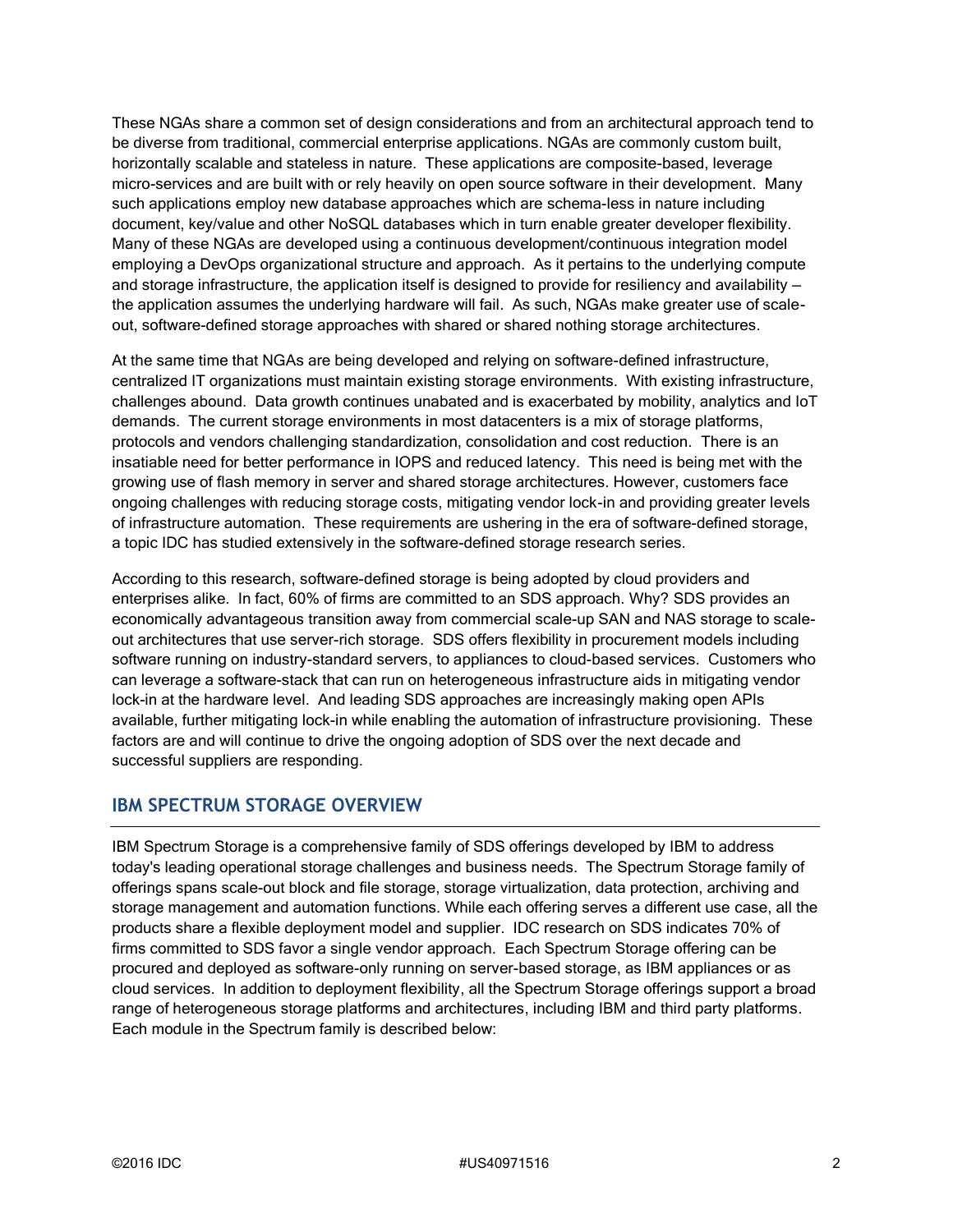These NGAs share a common set of design considerations and from an architectural approach tend to be diverse from traditional, commercial enterprise applications. NGAs are commonly custom built, horizontally scalable and stateless in nature. These applications are composite-based, leverage micro-services and are built with or rely heavily on open source software in their development. Many such applications employ new database approaches which are schema-less in nature including document, key/value and other NoSQL databases which in turn enable greater developer flexibility. Many of these NGAs are developed using a continuous development/continuous integration model employing a DevOps organizational structure and approach. As it pertains to the underlying compute and storage infrastructure, the application itself is designed to provide for resiliency and availability — the application assumes the underlying hardware will fail. As such, NGAs make greater use of scale-out, software-defined storage approaches with shared or shared nothing storage architectures.

At the same time that NGAs are being developed and relying on software-defined infrastructure, centralized IT organizations must maintain existing storage environments. With existing infrastructure, challenges abound. Data growth continues unabated and is exacerbated by mobility, analytics and IoT demands. The current storage environments in most datacenters is a mix of storage platforms, protocols and vendors challenging standardization, consolidation and cost reduction. There is an insatiable need for better performance in IOPS and reduced latency. This need is being met with the growing use of flash memory in server and shared storage architectures. However, customers face ongoing challenges with reducing storage costs, mitigating vendor lock-in and providing greater levels of infrastructure automation. These requirements are ushering in the era of software-defined storage, a topic IDC has studied extensively in the software-defined storage research series.

According to this research, software-defined storage is being adopted by cloud providers and enterprises alike. In fact, 60% of firms are committed to an SDS approach. Why? SDS provides an economically advantageous transition away from commercial scale-up SAN and NAS storage to scale-out architectures that use server-rich storage. SDS offers flexibility in procurement models including software running on industry-standard servers, to appliances to cloud-based services. Customers who can leverage a software-stack that can run on heterogeneous infrastructure aids in mitigating vendor lock-in at the hardware level. And leading SDS approaches are increasingly making open APIs available, further mitigating lock-in while enabling the automation of infrastructure provisioning. These factors are and will continue to drive the ongoing adoption of SDS over the next decade and successful suppliers are responding.

## IBM SPECTRUM STORAGE OVERVIEW

IBM Spectrum Storage is a comprehensive family of SDS offerings developed by IBM to address today's leading operational storage challenges and business needs. The Spectrum Storage family of offerings spans scale-out block and file storage, storage virtualization, data protection, archiving and storage management and automation functions. While each offering serves a different use case, all the products share a flexible deployment model and supplier. IDC research on SDS indicates 70% of firms committed to SDS favor a single vendor approach. Each Spectrum Storage offering can be procured and deployed as software-only running on server-based storage, as IBM appliances or as cloud services. In addition to deployment flexibility, all the Spectrum Storage offerings support a broad range of heterogeneous storage platforms and architectures, including IBM and third party platforms. Each module in the Spectrum family is described below: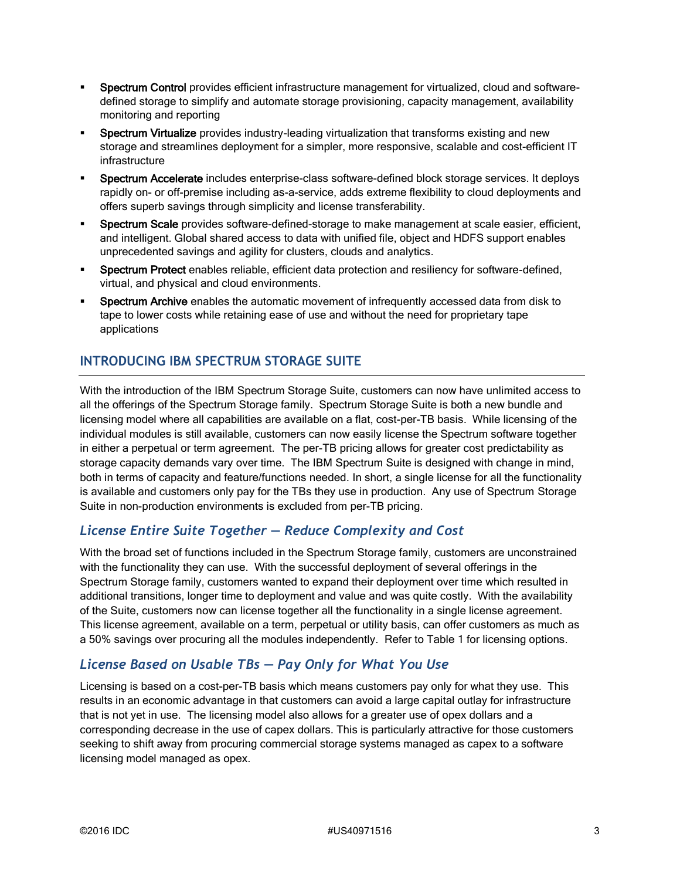- **Spectrum Control** provides efficient infrastructure management for virtualized, cloud and software-defined storage to simplify and automate storage provisioning, capacity management, availability monitoring and reporting
- **Spectrum Virtualize** provides industry-leading virtualization that transforms existing and new storage and streamlines deployment for a simpler, more responsive, scalable and cost-efficient IT infrastructure
- **Spectrum Accelerate** includes enterprise-class software-defined block storage services. It deploys rapidly on- or off-premise including as-a-service, adds extreme flexibility to cloud deployments and offers superb savings through simplicity and license transferability.
- **Spectrum Scale** provides software-defined-storage to make management at scale easier, efficient, and intelligent. Global shared access to data with unified file, object and HDFS support enables unprecedented savings and agility for clusters, clouds and analytics.
- **Spectrum Protect** enables reliable, efficient data protection and resiliency for software-defined, virtual, and physical and cloud environments.
- **Spectrum Archive** enables the automatic movement of infrequently accessed data from disk to tape to lower costs while retaining ease of use and without the need for proprietary tape applications

## INTRODUCING IBM SPECTRUM STORAGE SUITE

With the introduction of the IBM Spectrum Storage Suite, customers can now have unlimited access to all the offerings of the Spectrum Storage family. Spectrum Storage Suite is both a new bundle and licensing model where all capabilities are available on a flat, cost-per-TB basis. While licensing of the individual modules is still available, customers can now easily license the Spectrum software together in either a perpetual or term agreement. The per-TB pricing allows for greater cost predictability as storage capacity demands vary over time. The IBM Spectrum Suite is designed with change in mind, both in terms of capacity and feature/functions needed. In short, a single license for all the functionality is available and customers only pay for the TBs they use in production. Any use of Spectrum Storage Suite in non-production environments is excluded from per-TB pricing.

### *License Entire Suite Together — Reduce Complexity and Cost*

With the broad set of functions included in the Spectrum Storage family, customers are unconstrained with the functionality they can use. With the successful deployment of several offerings in the Spectrum Storage family, customers wanted to expand their deployment over time which resulted in additional transitions, longer time to deployment and value and was quite costly. With the availability of the Suite, customers now can license together all the functionality in a single license agreement. This license agreement, available on a term, perpetual or utility basis, can offer customers as much as a 50% savings over procuring all the modules independently. Refer to Table 1 for licensing options.

### *License Based on Usable TBs — Pay Only for What You Use*

Licensing is based on a cost-per-TB basis which means customers pay only for what they use. This results in an economic advantage in that customers can avoid a large capital outlay for infrastructure that is not yet in use. The licensing model also allows for a greater use of opex dollars and a corresponding decrease in the use of capex dollars. This is particularly attractive for those customers seeking to shift away from procuring commercial storage systems managed as capex to a software licensing model managed as opex.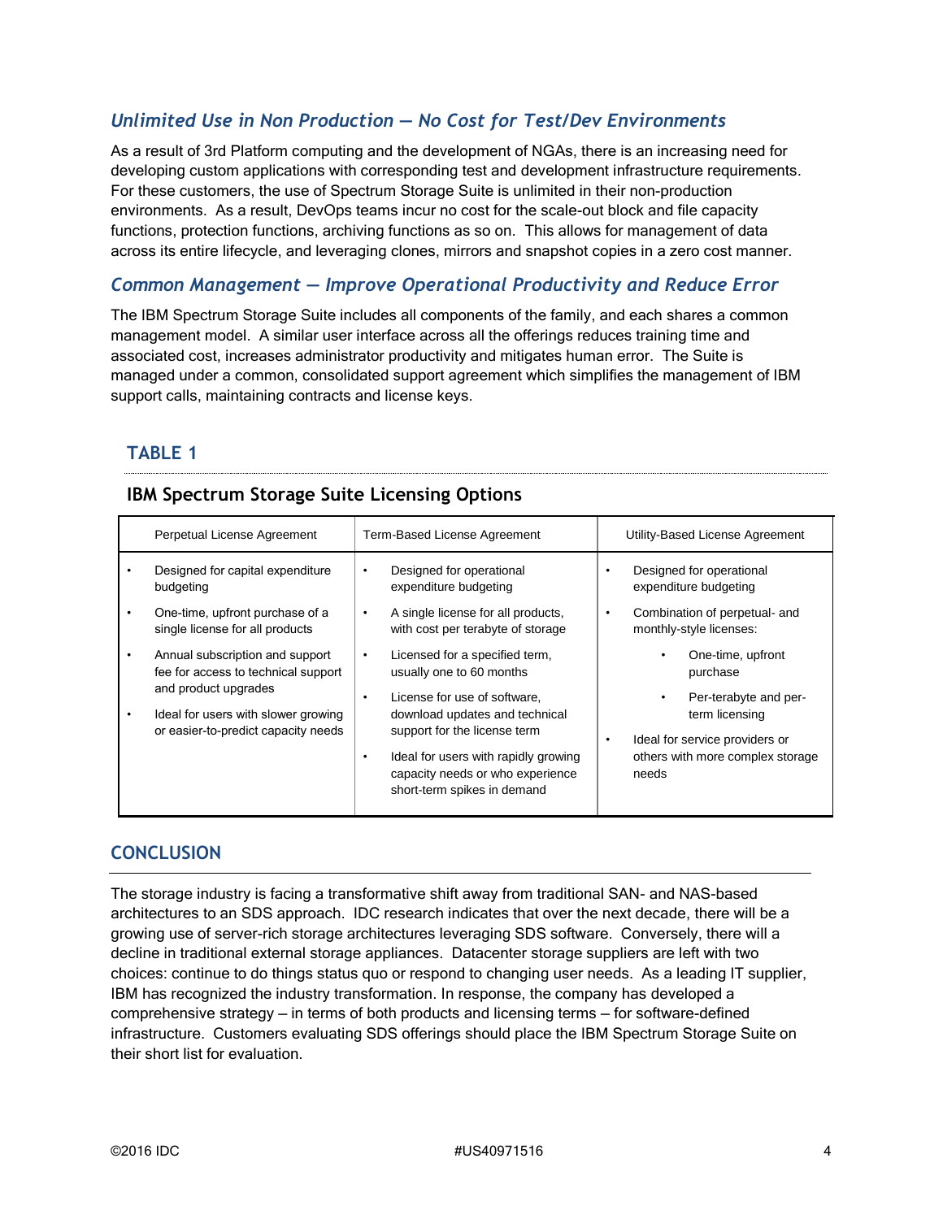### *Unlimited Use in Non Production — No Cost for Test/Dev Environments*

As a result of 3rd Platform computing and the development of NGAs, there is an increasing need for developing custom applications with corresponding test and development infrastructure requirements. For these customers, the use of Spectrum Storage Suite is unlimited in their non-production environments. As a result, DevOps teams incur no cost for the scale-out block and file capacity functions, protection functions, archiving functions as so on. This allows for management of data across its entire lifecycle, and leveraging clones, mirrors and snapshot copies in a zero cost manner.

### *Common Management — Improve Operational Productivity and Reduce Error*

The IBM Spectrum Storage Suite includes all components of the family, and each shares a common management model. A similar user interface across all the offerings reduces training time and associated cost, increases administrator productivity and mitigates human error. The Suite is managed under a common, consolidated support agreement which simplifies the management of IBM support calls, maintaining contracts and license keys.

**TABLE 1**

**IBM Spectrum Storage Suite Licensing Options**

| Perpetual License Agreement | Term-Based License Agreement | Utility-Based License Agreement |
|---|---|---|
| • Designed for capital expenditure budgeting<br>• One-time, upfront purchase of a single license for all products<br>• Annual subscription and support fee for access to technical support and product upgrades<br>• Ideal for users with slower growing or easier-to-predict capacity needs | • Designed for operational expenditure budgeting<br>• A single license for all products, with cost per terabyte of storage<br>• Licensed for a specified term, usually one to 60 months<br>• License for use of software, download updates and technical support for the license term<br>• Ideal for users with rapidly growing capacity needs or who experience short-term spikes in demand | • Designed for operational expenditure budgeting<br>• Combination of perpetual- and monthly-style licenses:<br>  • One-time, upfront purchase<br>  • Per-terabyte and per-term licensing<br>• Ideal for service providers or others with more complex storage needs |

## CONCLUSION

The storage industry is facing a transformative shift away from traditional SAN- and NAS-based architectures to an SDS approach. IDC research indicates that over the next decade, there will be a growing use of server-rich storage architectures leveraging SDS software. Conversely, there will a decline in traditional external storage appliances. Datacenter storage suppliers are left with two choices: continue to do things status quo or respond to changing user needs. As a leading IT supplier, IBM has recognized the industry transformation. In response, the company has developed a comprehensive strategy – in terms of both products and licensing terms – for software-defined infrastructure. Customers evaluating SDS offerings should place the IBM Spectrum Storage Suite on their short list for evaluation.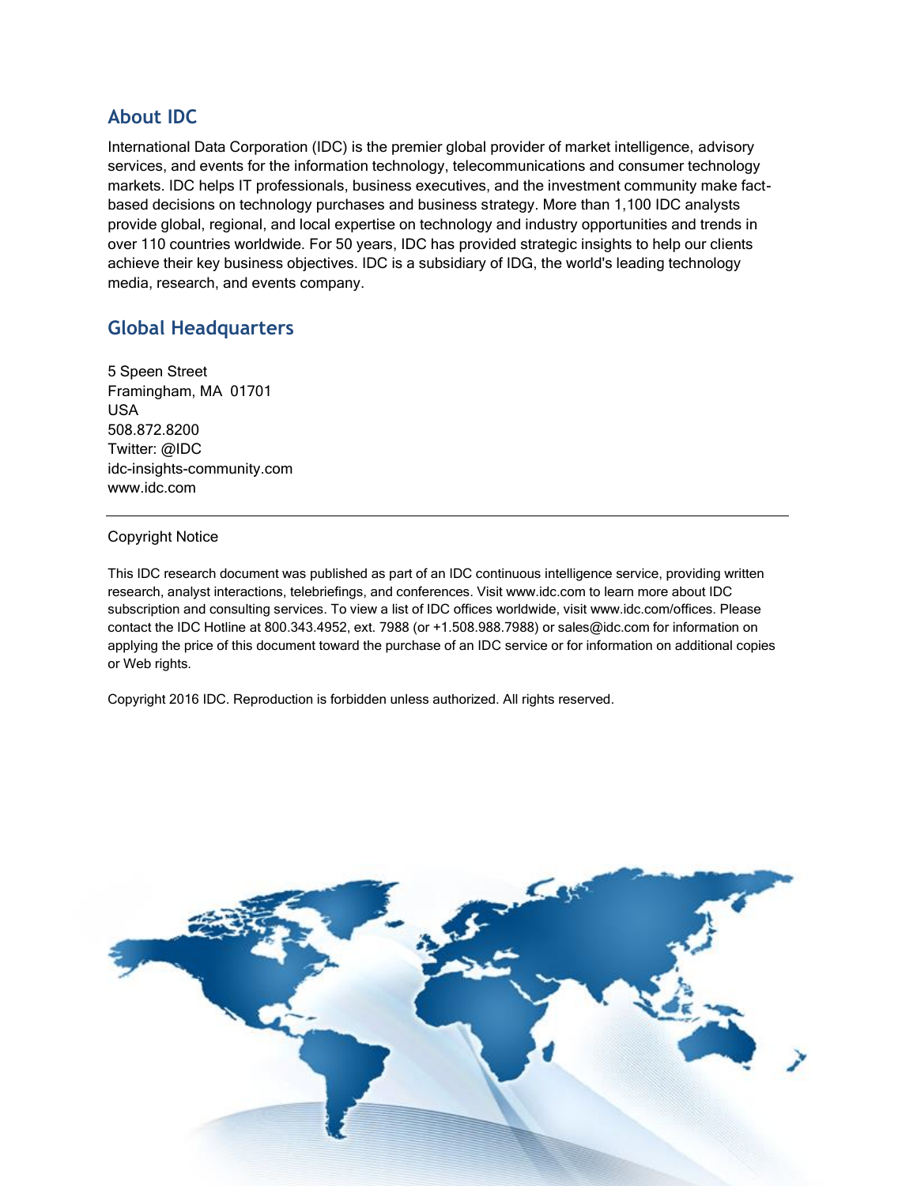## About IDC

International Data Corporation (IDC) is the premier global provider of market intelligence, advisory services, and events for the information technology, telecommunications and consumer technology markets. IDC helps IT professionals, business executives, and the investment community make fact-based decisions on technology purchases and business strategy. More than 1,100 IDC analysts provide global, regional, and local expertise on technology and industry opportunities and trends in over 110 countries worldwide. For 50 years, IDC has provided strategic insights to help our clients achieve their key business objectives. IDC is a subsidiary of IDG, the world's leading technology media, research, and events company.

## Global Headquarters

5 Speen Street
Framingham, MA 01701
USA
508.872.8200
Twitter: @IDC
idc-insights-community.com
www.idc.com

---

Copyright Notice

This IDC research document was published as part of an IDC continuous intelligence service, providing written research, analyst interactions, telebriefings, and conferences. Visit www.idc.com to learn more about IDC subscription and consulting services. To view a list of IDC offices worldwide, visit www.idc.com/offices. Please contact the IDC Hotline at 800.343.4952, ext. 7988 (or +1.508.988.7988) or sales@idc.com for information on applying the price of this document toward the purchase of an IDC service or for information on additional copies or Web rights.

Copyright 2016 IDC. Reproduction is forbidden unless authorized. All rights reserved.